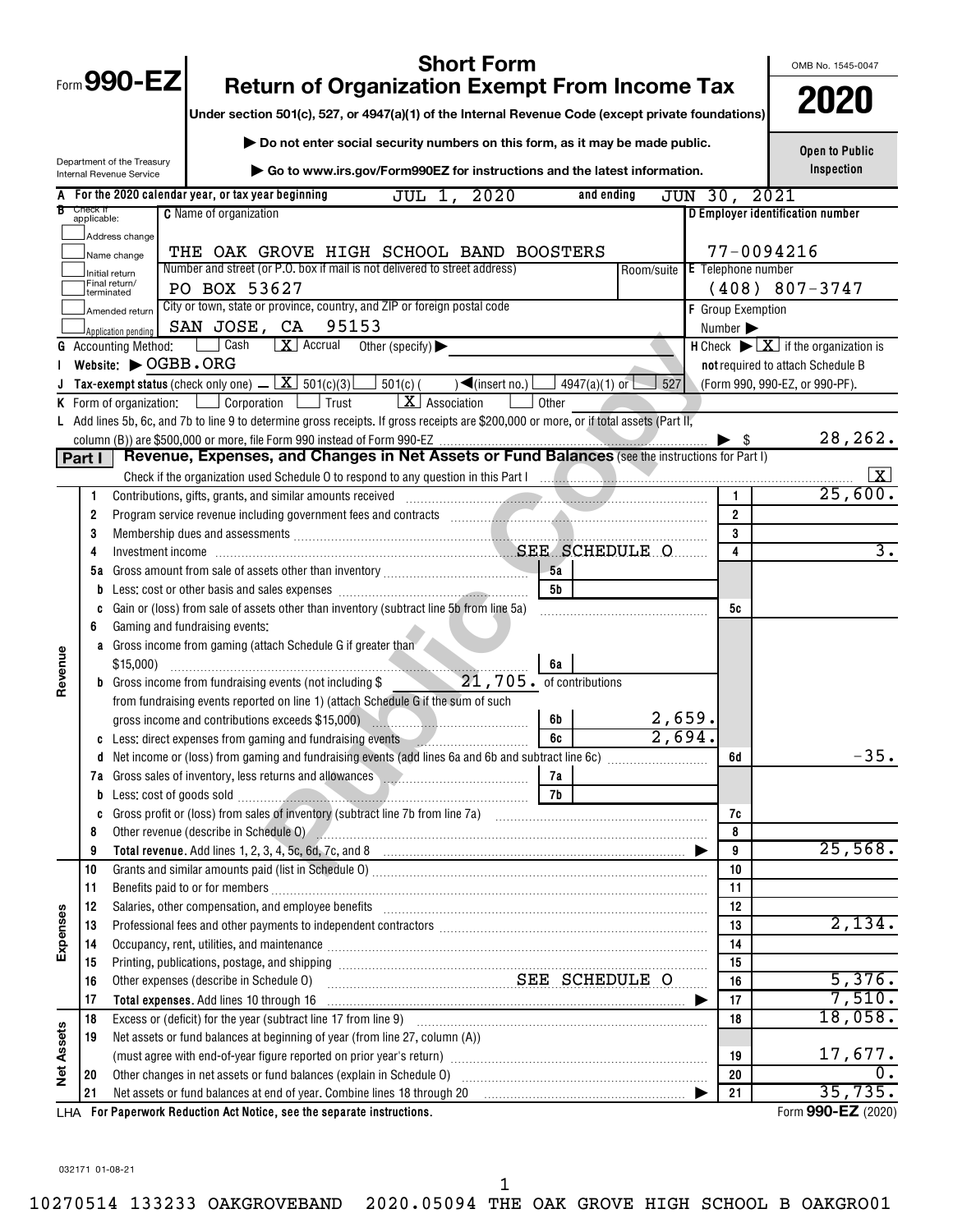Form **990-EZ**

Department of the Treasury
Internal Revenue Service

# Short Form
# Return of Organization Exempt From Income Tax

**Under section 501(c), 527, or 4947(a)(1) of the Internal Revenue Code (except private foundations)**

▶ **Do not enter social security numbers on this form, as it may be made public.**

▶ **Go to www.irs.gov/Form990EZ for instructions and the latest information.**

OMB No. 1545-0047

**2020**

**Open to Public Inspection**

**A** For the 2020 calendar year, or tax year beginning JUL 1, 2020 and ending JUN 30, 2021

**B** Check if applicable:
- [ ] Address change
- [ ] Name change
- [ ] Initial return
- [ ] Final return/terminated
- [ ] Amended return
- [ ] Application pending

**C** Name of organization: THE OAK GROVE HIGH SCHOOL BAND BOOSTERS

Number and street (or P.O. box if mail is not delivered to street address): PO BOX 53627 | Room/suite:

City or town, state or province, country, and ZIP or foreign postal code: SAN JOSE, CA 95153

**D** Employer identification number: 77-0094216

**E** Telephone number: (408) 807-3747

**F** Group Exemption Number ▶

**G** Accounting Method: [ ] Cash [X] Accrual Other (specify) ▶

**H** Check ▶ [X] if the organization is **not** required to attach Schedule B (Form 990, 990-EZ, or 990-PF).

**I** Website: ▶ OGBB.ORG

**J** Tax-exempt status (check only one) – [X] 501(c)(3) [ ] 501(c) ( ) ◀(insert no.) [ ] 4947(a)(1) or [ ] 527

**K** Form of organization: [ ] Corporation [ ] Trust [X] Association [ ] Other

**L** Add lines 5b, 6c, and 7b to line 9 to determine gross receipts. If gross receipts are $200,000 or more, or if total assets (Part II, column (B)) are $500,000 or more, file Form 990 instead of Form 990-EZ ▶ $ 28,262.

## Part I — Revenue, Expenses, and Changes in Net Assets or Fund Balances (see the instructions for Part I)

Check if the organization used Schedule O to respond to any question in this Part I [X]

| Section | Line | Description | Sub-line | Sub-amount | Line | Amount |
|---|---|---|---|---|---|---|
| Revenue | 1 | Contributions, gifts, grants, and similar amounts received | | | 1 | 25,600. |
| | 2 | Program service revenue including government fees and contracts | | | 2 | |
| | 3 | Membership dues and assessments | | | 3 | |
| | 4 | Investment income SEE SCHEDULE O | | | 4 | 3. |
| | 5a | Gross amount from sale of assets other than inventory | 5a | | | |
| | b | Less: cost or other basis and sales expenses | 5b | | | |
| | c | Gain or (loss) from sale of assets other than inventory (subtract line 5b from line 5a) | | | 5c | |
| | 6 | Gaming and fundraising events: | | | | |
| | a | Gross income from gaming (attach Schedule G if greater than $15,000) | 6a | | | |
| | b | Gross income from fundraising events (not including $ 21,705. of contributions from fundraising events reported on line 1) (attach Schedule G if the sum of such gross income and contributions exceeds $15,000) | 6b | 2,659. | | |
| | c | Less: direct expenses from gaming and fundraising events | 6c | 2,694. | | |
| | d | Net income or (loss) from gaming and fundraising events (add lines 6a and 6b and subtract line 6c) | | | 6d | -35. |
| | 7a | Gross sales of inventory, less returns and allowances | 7a | | | |
| | b | Less: cost of goods sold | 7b | | | |
| | c | Gross profit or (loss) from sales of inventory (subtract line 7b from line 7a) | | | 7c | |
| | 8 | Other revenue (describe in Schedule O) | | | 8 | |
| | 9 | **Total revenue.** Add lines 1, 2, 3, 4, 5c, 6d, 7c, and 8 ▶ | | | 9 | 25,568. |
| Expenses | 10 | Grants and similar amounts paid (list in Schedule O) | | | 10 | |
| | 11 | Benefits paid to or for members | | | 11 | |
| | 12 | Salaries, other compensation, and employee benefits | | | 12 | |
| | 13 | Professional fees and other payments to independent contractors | | | 13 | 2,134. |
| | 14 | Occupancy, rent, utilities, and maintenance | | | 14 | |
| | 15 | Printing, publications, postage, and shipping | | | 15 | |
| | 16 | Other expenses (describe in Schedule O) SEE SCHEDULE O | | | 16 | 5,376. |
| | 17 | **Total expenses.** Add lines 10 through 16 ▶ | | | 17 | 7,510. |
| Net Assets | 18 | Excess or (deficit) for the year (subtract line 17 from line 9) | | | 18 | 18,058. |
| | 19 | Net assets or fund balances at beginning of year (from line 27, column (A)) (must agree with end-of-year figure reported on prior year's return) | | | 19 | 17,677. |
| | 20 | Other changes in net assets or fund balances (explain in Schedule O) | | | 20 | 0. |
| | 21 | Net assets or fund balances at end of year. Combine lines 18 through 20 ▶ | | | 21 | 35,735. |

LHA **For Paperwork Reduction Act Notice, see the separate instructions.**

Form **990-EZ** (2020)

032171 01-08-21

10270514 133233 OAKGROVEBAND 2020.05094 THE OAK GROVE HIGH SCHOOL B OAKGRO01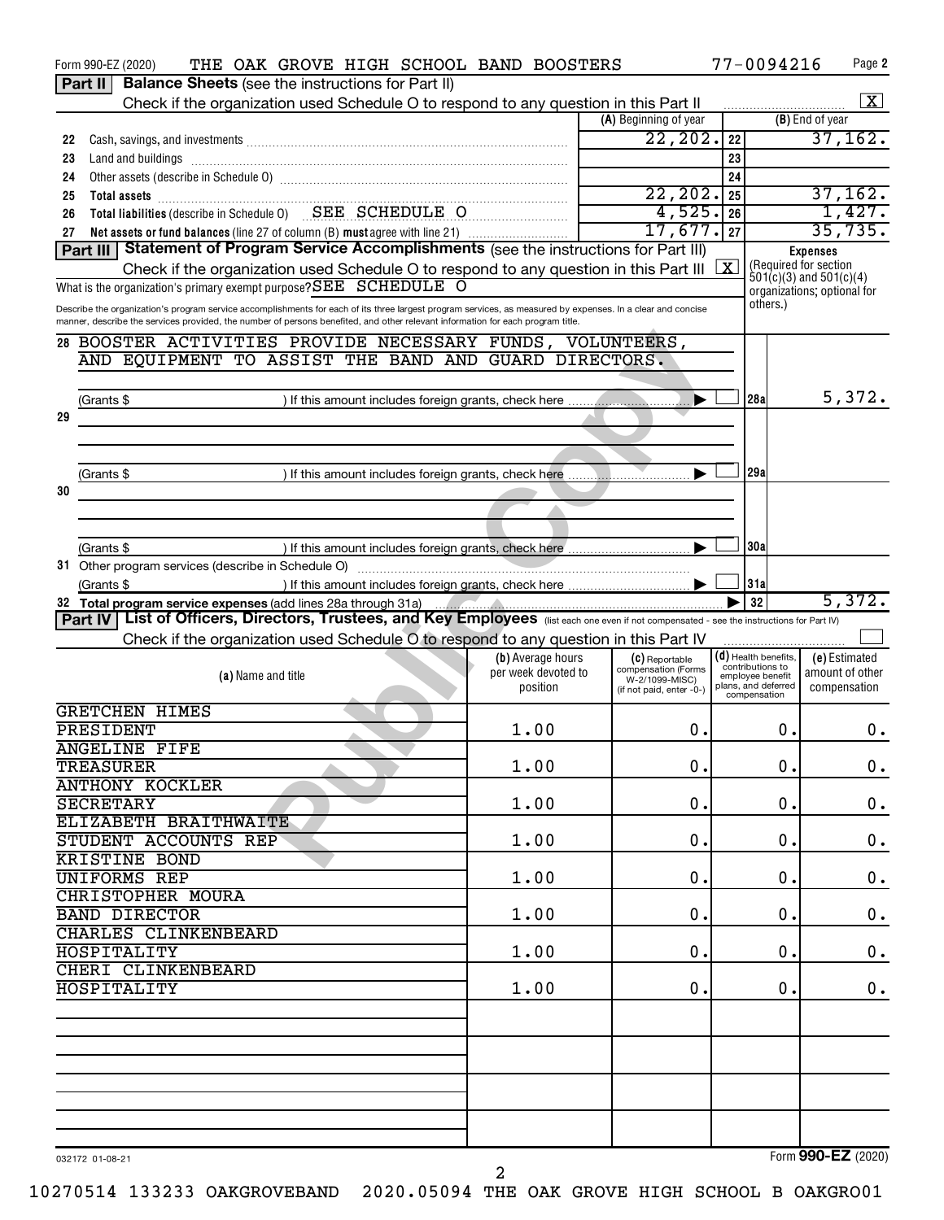Form 990-EZ (2020) THE OAK GROVE HIGH SCHOOL BAND BOOSTERS 77-0094216

## Part II Balance Sheets (see the instructions for Part II)

Check if the organization used Schedule O to respond to any question in this Part II [X]

| | | (A) Beginning of year | | (B) End of year |
|---|---|---|---|---|
| 22 | Cash, savings, and investments | 22,202. | 22 | 37,162. |
| 23 | Land and buildings | | 23 | |
| 24 | Other assets (describe in Schedule O) | | 24 | |
| 25 | Total assets | 22,202. | 25 | 37,162. |
| 26 | Total liabilities (describe in Schedule O) SEE SCHEDULE O | 4,525. | 26 | 1,427. |
| 27 | Net assets or fund balances (line 27 of column (B) must agree with line 21) | 17,677. | 27 | 35,735. |

## Part III Statement of Program Service Accomplishments (see the instructions for Part III)

Check if the organization used Schedule O to respond to any question in this Part III [X]

What is the organization's primary exempt purpose? SEE SCHEDULE O

Describe the organization's program service accomplishments for each of its three largest program services, as measured by expenses. In a clear and concise manner, describe the services provided, the number of persons benefited, and other relevant information for each program title.

Expenses (Required for section 501(c)(3) and 501(c)(4) organizations; optional for others.)

28 BOOSTER ACTIVITIES PROVIDE NECESSARY FUNDS, VOLUNTEERS, AND EQUIPMENT TO ASSIST THE BAND AND GUARD DIRECTORS.

(Grants $ ) If this amount includes foreign grants, check here [ ] 28a 5,372.

29

(Grants $ ) If this amount includes foreign grants, check here [ ] 29a

30

(Grants $ ) If this amount includes foreign grants, check here [ ] 30a

31 Other program services (describe in Schedule O)

(Grants $ ) If this amount includes foreign grants, check here [ ] 31a

32 Total program service expenses (add lines 28a through 31a) 32 5,372.

## Part IV List of Officers, Directors, Trustees, and Key Employees (list each one even if not compensated - see the instructions for Part IV)

Check if the organization used Schedule O to respond to any question in this Part IV [ ]

| (a) Name and title | (b) Average hours per week devoted to position | (c) Reportable compensation (Forms W-2/1099-MISC) (if not paid, enter -0-) | (d) Health benefits, contributions to employee benefit plans, and deferred compensation | (e) Estimated amount of other compensation |
|---|---|---|---|---|
| GRETCHEN HIMES<br>PRESIDENT | 1.00 | 0. | 0. | 0. |
| ANGELINE FIFE<br>TREASURER | 1.00 | 0. | 0. | 0. |
| ANTHONY KOCKLER<br>SECRETARY | 1.00 | 0. | 0. | 0. |
| ELIZABETH BRAITHWAITE<br>STUDENT ACCOUNTS REP | 1.00 | 0. | 0. | 0. |
| KRISTINE BOND<br>UNIFORMS REP | 1.00 | 0. | 0. | 0. |
| CHRISTOPHER MOURA<br>BAND DIRECTOR | 1.00 | 0. | 0. | 0. |
| CHARLES CLINKENBEARD<br>HOSPITALITY | 1.00 | 0. | 0. | 0. |
| CHERI CLINKENBEARD<br>HOSPITALITY | 1.00 | 0. | 0. | 0. |

032172 01-08-21 Form 990-EZ (2020)

10270514 133233 OAKGROVEBAND 2020.05094 THE OAK GROVE HIGH SCHOOL B OAKGRO01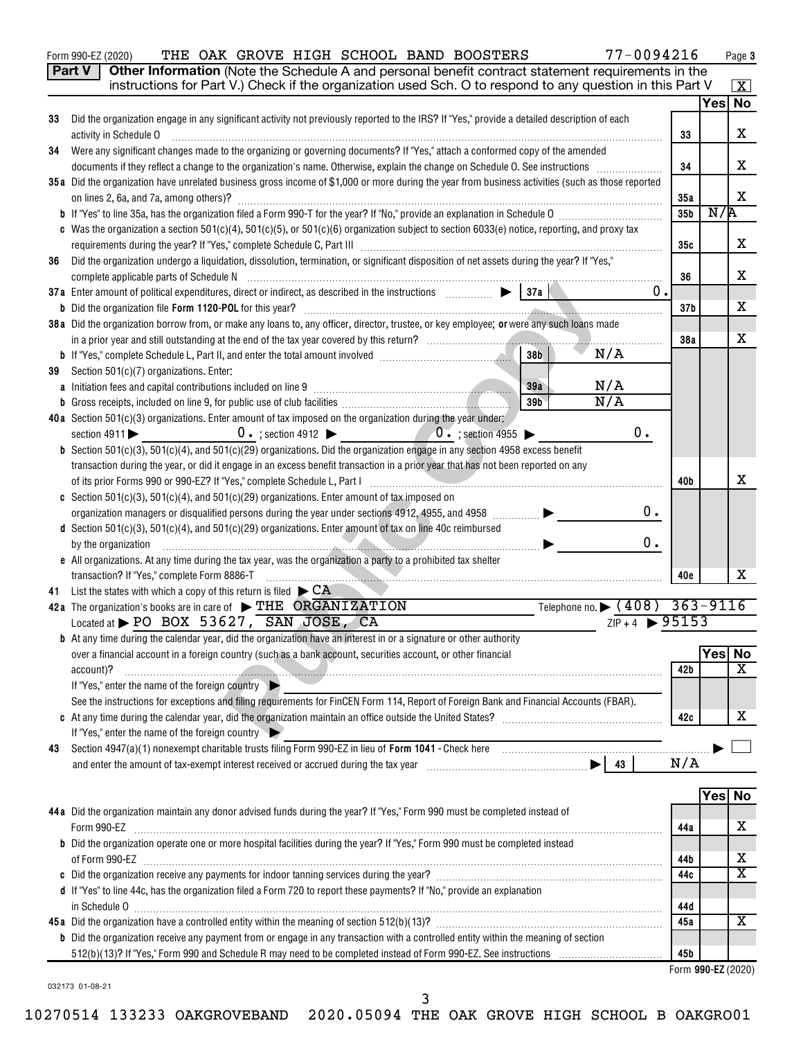Form 990-EZ (2020) THE OAK GROVE HIGH SCHOOL BAND BOOSTERS 77-0094216

**Part V** **Other Information** (Note the Schedule A and personal benefit contract statement requirements in the instructions for Part V.) Check if the organization used Sch. O to respond to any question in this Part V [X]

| | | | Yes | No |
|---|---|---|---|---|
| 33 | Did the organization engage in any significant activity not previously reported to the IRS? If "Yes," provide a detailed description of each activity in Schedule O | 33 | | X |
| 34 | Were any significant changes made to the organizing or governing documents? If "Yes," attach a conformed copy of the amended documents if they reflect a change to the organization's name. Otherwise, explain the change on Schedule O. See instructions | 34 | | X |
| 35a | Did the organization have unrelated business gross income of $1,000 or more during the year from business activities (such as those reported on lines 2, 6a, and 7a, among others)? | 35a | | X |
| b | If "Yes" to line 35a, has the organization filed a Form 990-T for the year? If "No," provide an explanation in Schedule O | 35b | N/A | |
| c | Was the organization a section 501(c)(4), 501(c)(5), or 501(c)(6) organization subject to section 6033(e) notice, reporting, and proxy tax requirements during the year? If "Yes," complete Schedule C, Part III | 35c | | X |
| 36 | Did the organization undergo a liquidation, dissolution, termination, or significant disposition of net assets during the year? If "Yes," complete applicable parts of Schedule N | 36 | | X |
| 37a | Enter amount of political expenditures, direct or indirect, as described in the instructions ▶ 37a 0. | | | |
| b | Did the organization file **Form 1120-POL** for this year? | 37b | | X |
| 38a | Did the organization borrow from, or make any loans to, any officer, director, trustee, or key employee; **or** were any such loans made in a prior year and still outstanding at the end of the tax year covered by this return? | 38a | | X |
| b | If "Yes," complete Schedule L, Part II, and enter the total amount involved 38b N/A | | | |
| 39 | Section 501(c)(7) organizations. Enter: | | | |
| a | Initiation fees and capital contributions included on line 9 39a N/A | | | |
| b | Gross receipts, included on line 9, for public use of club facilities 39b N/A | | | |
| 40a | Section 501(c)(3) organizations. Enter amount of tax imposed on the organization during the year under: section 4911 ▶ 0. ; section 4912 ▶ 0. ; section 4955 ▶ 0. | | | |
| b | Section 501(c)(3), 501(c)(4), and 501(c)(29) organizations. Did the organization engage in any section 4958 excess benefit transaction during the year, or did it engage in an excess benefit transaction in a prior year that has not been reported on any of its prior Forms 990 or 990-EZ? If "Yes," complete Schedule L, Part I | 40b | | X |
| c | Section 501(c)(3), 501(c)(4), and 501(c)(29) organizations. Enter amount of tax imposed on organization managers or disqualified persons during the year under sections 4912, 4955, and 4958 ▶ 0. | | | |
| d | Section 501(c)(3), 501(c)(4), and 501(c)(29) organizations. Enter amount of tax on line 40c reimbursed by the organization ▶ 0. | | | |
| e | All organizations. At any time during the tax year, was the organization a party to a prohibited tax shelter transaction? If "Yes," complete Form 8886-T | 40e | | X |

41 List the states with which a copy of this return is filed ▶ CA

42a The organization's books are in care of ▶ THE ORGANIZATION Telephone no. ▶ (408) 363-9116
Located at ▶ PO BOX 53627, SAN JOSE, CA ZIP + 4 ▶ 95153

| | | | Yes | No |
|---|---|---|---|---|
| b | At any time during the calendar year, did the organization have an interest in or a signature or other authority over a financial account in a foreign country (such as a bank account, securities account, or other financial account)? If "Yes," enter the name of the foreign country ▶ See the instructions for exceptions and filing requirements for FinCEN Form 114, Report of Foreign Bank and Financial Accounts (FBAR). | 42b | | X |
| c | At any time during the calendar year, did the organization maintain an office outside the United States? If "Yes," enter the name of the foreign country ▶ | 42c | | X |

43 Section 4947(a)(1) nonexempt charitable trusts filing Form 990-EZ in lieu of **Form 1041** - Check here ▶ [ ]
and enter the amount of tax-exempt interest received or accrued during the tax year ▶ 43 N/A

| | | | Yes | No |
|---|---|---|---|---|
| 44a | Did the organization maintain any donor advised funds during the year? If "Yes," Form 990 must be completed instead of Form 990-EZ | 44a | | X |
| b | Did the organization operate one or more hospital facilities during the year? If "Yes," Form 990 must be completed instead of Form 990-EZ | 44b | | X |
| c | Did the organization receive any payments for indoor tanning services during the year? | 44c | | X |
| d | If "Yes" to line 44c, has the organization filed a Form 720 to report these payments? If "No," provide an explanation in Schedule O | 44d | | |
| 45a | Did the organization have a controlled entity within the meaning of section 512(b)(13)? | 45a | | X |
| b | Did the organization receive any payment from or engage in any transaction with a controlled entity within the meaning of section 512(b)(13)? If "Yes," Form 990 and Schedule R may need to be completed instead of Form 990-EZ. See instructions | 45b | | |

Form **990-EZ** (2020)

032173 01-08-21

10270514 133233 OAKGROVEBAND 2020.05094 THE OAK GROVE HIGH SCHOOL B OAKGRO01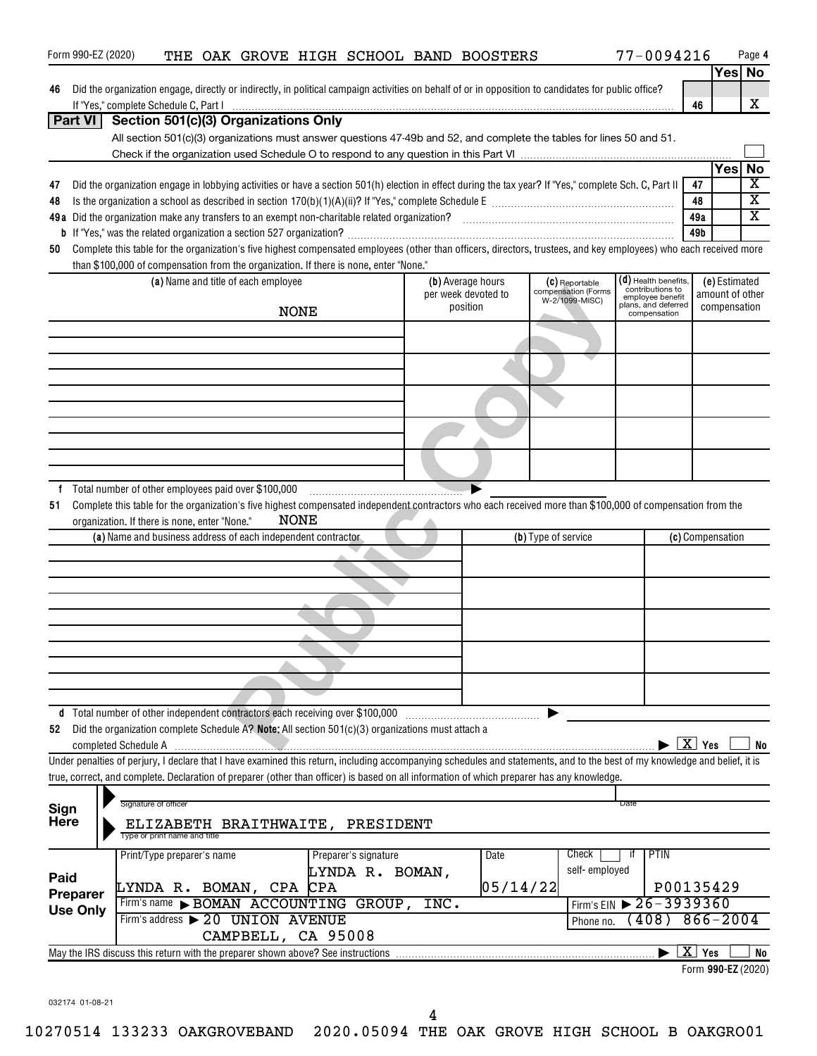Form 990-EZ (2020) THE OAK GROVE HIGH SCHOOL BAND BOOSTERS 77-0094216 Page **4**

| | | | Yes | No |
|---|---|---|---|---|
| **46** | Did the organization engage, directly or indirectly, in political campaign activities on behalf of or in opposition to candidates for public office? If "Yes," complete Schedule C, Part I | 46 | | X |

## Part VI Section 501(c)(3) Organizations Only

All section 501(c)(3) organizations must answer questions 47-49b and 52, and complete the tables for lines 50 and 51.

Check if the organization used Schedule O to respond to any question in this Part VI ☐

| | | | Yes | No |
|---|---|---|---|---|
| **47** | Did the organization engage in lobbying activities or have a section 501(h) election in effect during the tax year? If "Yes," complete Sch. C, Part II | 47 | | X |
| **48** | Is the organization a school as described in section 170(b)(1)(A)(ii)? If "Yes," complete Schedule E | 48 | | X |
| **49a** | Did the organization make any transfers to an exempt non-charitable related organization? | 49a | | X |
| **b** | If "Yes," was the related organization a section 527 organization? | 49b | | |

**50** Complete this table for the organization's five highest compensated employees (other than officers, directors, trustees, and key employees) who each received more than $100,000 of compensation from the organization. If there is none, enter "None."

| (a) Name and title of each employee | (b) Average hours per week devoted to position | (c) Reportable compensation (Forms W-2/1099-MISC) | (d) Health benefits, contributions to employee benefit plans, and deferred compensation | (e) Estimated amount of other compensation |
|---|---|---|---|---|
| NONE | | | | |
| | | | | |
| | | | | |
| | | | | |
| | | | | |

**f** Total number of other employees paid over $100,000

**51** Complete this table for the organization's five highest compensated independent contractors who each received more than $100,000 of compensation from the organization. If there is none, enter "None." NONE

| (a) Name and business address of each independent contractor | (b) Type of service | (c) Compensation |
|---|---|---|
| | | |
| | | |
| | | |
| | | |
| | | |

**d** Total number of other independent contractors each receiving over $100,000

**52** Did the organization complete Schedule A? **Note:** All section 501(c)(3) organizations must attach a completed Schedule A ☒ Yes ☐ No

Under penalties of perjury, I declare that I have examined this return, including accompanying schedules and statements, and to the best of my knowledge and belief, it is true, correct, and complete. Declaration of preparer (other than officer) is based on all information of which preparer has any knowledge.

**Sign Here**

Signature of officer | Date

ELIZABETH BRAITHWAITE, PRESIDENT
Type or print name and title

| **Paid Preparer Use Only** | Print/Type preparer's name | Preparer's signature | Date | Check ☐ if self-employed | PTIN |
|---|---|---|---|---|---|
| | LYNDA R. BOMAN, CPA | LYNDA R. BOMAN, CPA | 05/14/22 | | P00135429 |
| | Firm's name ▶ BOMAN ACCOUNTING GROUP, INC. | | | Firm's EIN ▶ 26-3939360 | |
| | Firm's address ▶ 20 UNION AVENUE CAMPBELL, CA 95008 | | | Phone no. (408) 866-2004 | |

May the IRS discuss this return with the preparer shown above? See instructions ☒ Yes ☐ No

Form **990-EZ** (2020)

032174 01-08-21

10270514 133233 OAKGROVEBAND 2020.05094 THE OAK GROVE HIGH SCHOOL B OAKGRO01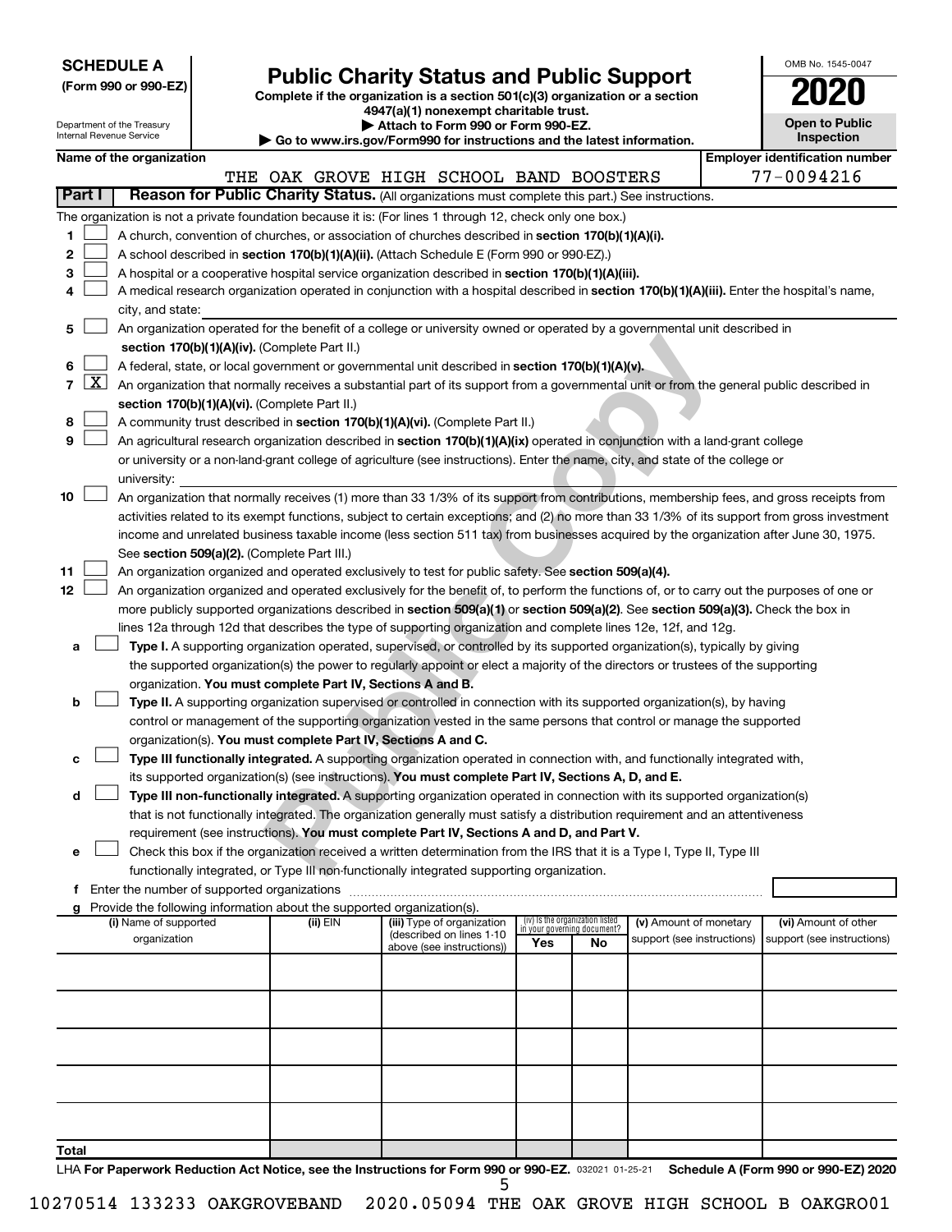**SCHEDULE A**
**(Form 990 or 990-EZ)**

Department of the Treasury
Internal Revenue Service

# Public Charity Status and Public Support

**Complete if the organization is a section 501(c)(3) organization or a section 4947(a)(1) nonexempt charitable trust.**
**▶ Attach to Form 990 or Form 990-EZ.**
**▶ Go to www.irs.gov/Form990 for instructions and the latest information.**

OMB No. 1545-0047

**2020**

**Open to Public Inspection**

**Name of the organization**
THE OAK GROVE HIGH SCHOOL BAND BOOSTERS

**Employer identification number**
77-0094216

**Part I** **Reason for Public Charity Status.** (All organizations must complete this part.) See instructions.

The organization is not a private foundation because it is: (For lines 1 through 12, check only one box.)

1 ☐ A church, convention of churches, or association of churches described in **section 170(b)(1)(A)(i).**

2 ☐ A school described in **section 170(b)(1)(A)(ii).** (Attach Schedule E (Form 990 or 990-EZ).)

3 ☐ A hospital or a cooperative hospital service organization described in **section 170(b)(1)(A)(iii).**

4 ☐ A medical research organization operated in conjunction with a hospital described in **section 170(b)(1)(A)(iii).** Enter the hospital's name, city, and state:

5 ☐ An organization operated for the benefit of a college or university owned or operated by a governmental unit described in **section 170(b)(1)(A)(iv).** (Complete Part II.)

6 ☐ A federal, state, or local government or governmental unit described in **section 170(b)(1)(A)(v).**

7 ☒ An organization that normally receives a substantial part of its support from a governmental unit or from the general public described in **section 170(b)(1)(A)(vi).** (Complete Part II.)

8 ☐ A community trust described in **section 170(b)(1)(A)(vi).** (Complete Part II.)

9 ☐ An agricultural research organization described in **section 170(b)(1)(A)(ix)** operated in conjunction with a land-grant college or university or a non-land-grant college of agriculture (see instructions). Enter the name, city, and state of the college or university:

10 ☐ An organization that normally receives (1) more than 33 1/3% of its support from contributions, membership fees, and gross receipts from activities related to its exempt functions, subject to certain exceptions; and (2) no more than 33 1/3% of its support from gross investment income and unrelated business taxable income (less section 511 tax) from businesses acquired by the organization after June 30, 1975. See **section 509(a)(2).** (Complete Part III.)

11 ☐ An organization organized and operated exclusively to test for public safety. See **section 509(a)(4).**

12 ☐ An organization organized and operated exclusively for the benefit of, to perform the functions of, or to carry out the purposes of one or more publicly supported organizations described in **section 509(a)(1)** or **section 509(a)(2).** See **section 509(a)(3).** Check the box in lines 12a through 12d that describes the type of supporting organization and complete lines 12e, 12f, and 12g.

a ☐ **Type I.** A supporting organization operated, supervised, or controlled by its supported organization(s), typically by giving the supported organization(s) the power to regularly appoint or elect a majority of the directors or trustees of the supporting organization. **You must complete Part IV, Sections A and B.**

b ☐ **Type II.** A supporting organization supervised or controlled in connection with its supported organization(s), by having control or management of the supporting organization vested in the same persons that control or manage the supported organization(s). **You must complete Part IV, Sections A and C.**

c ☐ **Type III functionally integrated.** A supporting organization operated in connection with, and functionally integrated with, its supported organization(s) (see instructions). **You must complete Part IV, Sections A, D, and E.**

d ☐ **Type III non-functionally integrated.** A supporting organization operated in connection with its supported organization(s) that is not functionally integrated. The organization generally must satisfy a distribution requirement and an attentiveness requirement (see instructions). **You must complete Part IV, Sections A and D, and Part V.**

e ☐ Check this box if the organization received a written determination from the IRS that it is a Type I, Type II, Type III functionally integrated, or Type III non-functionally integrated supporting organization.

f Enter the number of supported organizations

g Provide the following information about the supported organization(s).

| (i) Name of supported organization | (ii) EIN | (iii) Type of organization (described on lines 1-10 above (see instructions)) | (iv) Is the organization listed in your governing document? Yes | No | (v) Amount of monetary support (see instructions) | (vi) Amount of other support (see instructions) |
|---|---|---|---|---|---|---|
| | | | | | | |
| | | | | | | |
| | | | | | | |
| | | | | | | |
| | | | | | | |
| **Total** | | | | | | |

LHA **For Paperwork Reduction Act Notice, see the Instructions for Form 990 or 990-EZ.** 032021 01-25-21 **Schedule A (Form 990 or 990-EZ) 2020**

10270514 133233 OAKGROVEBAND 2020.05094 THE OAK GROVE HIGH SCHOOL B OAKGRO01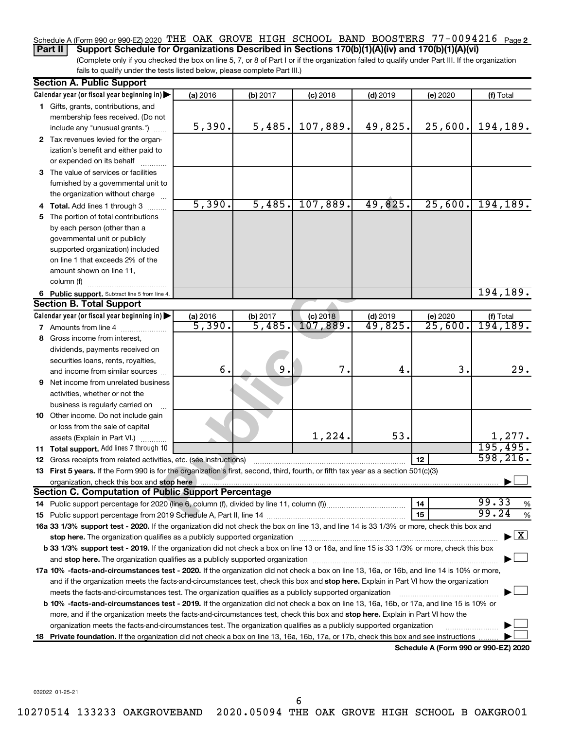Schedule A (Form 990 or 990-EZ) 2020 THE OAK GROVE HIGH SCHOOL BAND BOOSTERS 77-0094216 Page 2

**Part II Support Schedule for Organizations Described in Sections 170(b)(1)(A)(iv) and 170(b)(1)(A)(vi)**

(Complete only if you checked the box on line 5, 7, or 8 of Part I or if the organization failed to qualify under Part III. If the organization fails to qualify under the tests listed below, please complete Part III.)

## Section A. Public Support

| Calendar year (or fiscal year beginning in) | (a) 2016 | (b) 2017 | (c) 2018 | (d) 2019 | (e) 2020 | (f) Total |
|---|---|---|---|---|---|---|
| 1 Gifts, grants, contributions, and membership fees received. (Do not include any "unusual grants.") | 5,390. | 5,485. | 107,889. | 49,825. | 25,600. | 194,189. |
| 2 Tax revenues levied for the organization's benefit and either paid to or expended on its behalf | | | | | | |
| 3 The value of services or facilities furnished by a governmental unit to the organization without charge | | | | | | |
| 4 **Total.** Add lines 1 through 3 | 5,390. | 5,485. | 107,889. | 49,825. | 25,600. | 194,189. |
| 5 The portion of total contributions by each person (other than a governmental unit or publicly supported organization) included on line 1 that exceeds 2% of the amount shown on line 11, column (f) | | | | | | |
| 6 **Public support.** Subtract line 5 from line 4. | | | | | | 194,189. |

## Section B. Total Support

| Calendar year (or fiscal year beginning in) | (a) 2016 | (b) 2017 | (c) 2018 | (d) 2019 | (e) 2020 | (f) Total |
|---|---|---|---|---|---|---|
| 7 Amounts from line 4 | 5,390. | 5,485. | 107,889. | 49,825. | 25,600. | 194,189. |
| 8 Gross income from interest, dividends, payments received on securities loans, rents, royalties, and income from similar sources | 6. | 9. | 7. | 4. | 3. | 29. |
| 9 Net income from unrelated business activities, whether or not the business is regularly carried on | | | | | | |
| 10 Other income. Do not include gain or loss from the sale of capital assets (Explain in Part VI.) | | | 1,224. | 53. | | 1,277. |
| 11 **Total support.** Add lines 7 through 10 | | | | | | 195,495. |

12 Gross receipts from related activities, etc. (see instructions) — 12 — 598,216.

13 **First 5 years.** If the Form 990 is for the organization's first, second, third, fourth, or fifth tax year as a section 501(c)(3) organization, check this box and **stop here** ☐

## Section C. Computation of Public Support Percentage

14 Public support percentage for 2020 (line 6, column (f), divided by line 11, column (f)) — 14 — 99.33 %

15 Public support percentage from 2019 Schedule A, Part II, line 14 — 15 — 99.24 %

**16a 33 1/3% support test - 2020.** If the organization did not check the box on line 13, and line 14 is 33 1/3% or more, check this box and **stop here.** The organization qualifies as a publicly supported organization ☒

**b 33 1/3% support test - 2019.** If the organization did not check a box on line 13 or 16a, and line 15 is 33 1/3% or more, check this box and **stop here.** The organization qualifies as a publicly supported organization ☐

**17a 10% -facts-and-circumstances test - 2020.** If the organization did not check a box on line 13, 16a, or 16b, and line 14 is 10% or more, and if the organization meets the facts-and-circumstances test, check this box and **stop here.** Explain in Part VI how the organization meets the facts-and-circumstances test. The organization qualifies as a publicly supported organization ☐

**b 10% -facts-and-circumstances test - 2019.** If the organization did not check a box on line 13, 16a, 16b, or 17a, and line 15 is 10% or more, and if the organization meets the facts-and-circumstances test, check this box and **stop here.** Explain in Part VI how the organization meets the facts-and-circumstances test. The organization qualifies as a publicly supported organization ☐

**18 Private foundation.** If the organization did not check a box on line 13, 16a, 16b, 17a, or 17b, check this box and see instructions ☐

**Schedule A (Form 990 or 990-EZ) 2020**

032022 01-25-21

10270514 133233 OAKGROVEBAND 2020.05094 THE OAK GROVE HIGH SCHOOL B OAKGRO01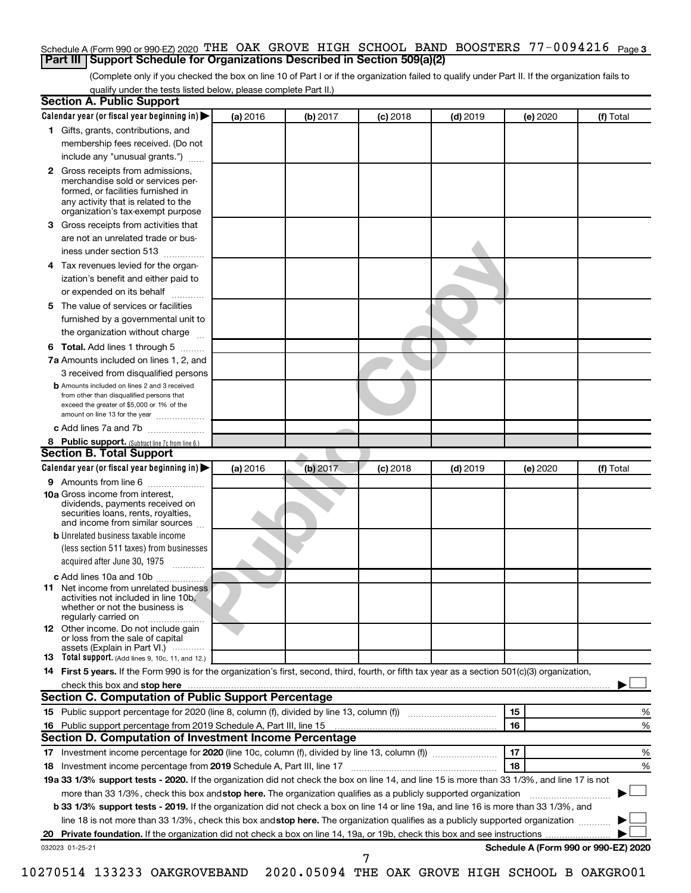Schedule A (Form 990 or 990-EZ) 2020 THE OAK GROVE HIGH SCHOOL BAND BOOSTERS 77-0094216 Page 3

## Part III Support Schedule for Organizations Described in Section 509(a)(2)

(Complete only if you checked the box on line 10 of Part I or if the organization failed to qualify under Part II. If the organization fails to qualify under the tests listed below, please complete Part II.)

### Section A. Public Support

| Calendar year (or fiscal year beginning in) ▶ | (a) 2016 | (b) 2017 | (c) 2018 | (d) 2019 | (e) 2020 | (f) Total |
|---|---|---|---|---|---|---|
| 1 Gifts, grants, contributions, and membership fees received. (Do not include any "unusual grants.") | | | | | | |
| 2 Gross receipts from admissions, merchandise sold or services performed, or facilities furnished in any activity that is related to the organization's tax-exempt purpose | | | | | | |
| 3 Gross receipts from activities that are not an unrelated trade or business under section 513 | | | | | | |
| 4 Tax revenues levied for the organization's benefit and either paid to or expended on its behalf | | | | | | |
| 5 The value of services or facilities furnished by a governmental unit to the organization without charge | | | | | | |
| 6 Total. Add lines 1 through 5 | | | | | | |
| 7a Amounts included on lines 1, 2, and 3 received from disqualified persons | | | | | | |
| b Amounts included on lines 2 and 3 received from other than disqualified persons that exceed the greater of $5,000 or 1% of the amount on line 13 for the year | | | | | | |
| c Add lines 7a and 7b | | | | | | |
| 8 Public support. (Subtract line 7c from line 6.) | | | | | | |

### Section B. Total Support

| Calendar year (or fiscal year beginning in) ▶ | (a) 2016 | (b) 2017 | (c) 2018 | (d) 2019 | (e) 2020 | (f) Total |
|---|---|---|---|---|---|---|
| 9 Amounts from line 6 | | | | | | |
| 10a Gross income from interest, dividends, payments received on securities loans, rents, royalties, and income from similar sources | | | | | | |
| b Unrelated business taxable income (less section 511 taxes) from businesses acquired after June 30, 1975 | | | | | | |
| c Add lines 10a and 10b | | | | | | |
| 11 Net income from unrelated business activities not included in line 10b, whether or not the business is regularly carried on | | | | | | |
| 12 Other income. Do not include gain or loss from the sale of capital assets (Explain in Part VI.) | | | | | | |
| 13 Total support. (Add lines 9, 10c, 11, and 12.) | | | | | | |

14 **First 5 years.** If the Form 990 is for the organization's first, second, third, fourth, or fifth tax year as a section 501(c)(3) organization, check this box and **stop here** ▶ ☐

### Section C. Computation of Public Support Percentage

| | | | |
|---|---|---|---|
| 15 | Public support percentage for 2020 (line 8, column (f), divided by line 13, column (f)) | 15 | % |
| 16 | Public support percentage from 2019 Schedule A, Part III, line 15 | 16 | % |

### Section D. Computation of Investment Income Percentage

| | | | |
|---|---|---|---|
| 17 | Investment income percentage for **2020** (line 10c, column (f), divided by line 13, column (f)) | 17 | % |
| 18 | Investment income percentage from **2019** Schedule A, Part III, line 17 | 18 | % |

**19a 33 1/3% support tests - 2020.** If the organization did not check the box on line 14, and line 15 is more than 33 1/3%, and line 17 is not more than 33 1/3%, check this box and **stop here.** The organization qualifies as a publicly supported organization ▶ ☐

**b 33 1/3% support tests - 2019.** If the organization did not check a box on line 14 or line 19a, and line 16 is more than 33 1/3%, and line 18 is not more than 33 1/3%, check this box and **stop here.** The organization qualifies as a publicly supported organization ▶ ☐

**20 Private foundation.** If the organization did not check a box on line 14, 19a, or 19b, check this box and see instructions ▶ ☐

032023 01-25-21 **Schedule A (Form 990 or 990-EZ) 2020**

10270514 133233 OAKGROVEBAND 2020.05094 THE OAK GROVE HIGH SCHOOL B OAKGRO01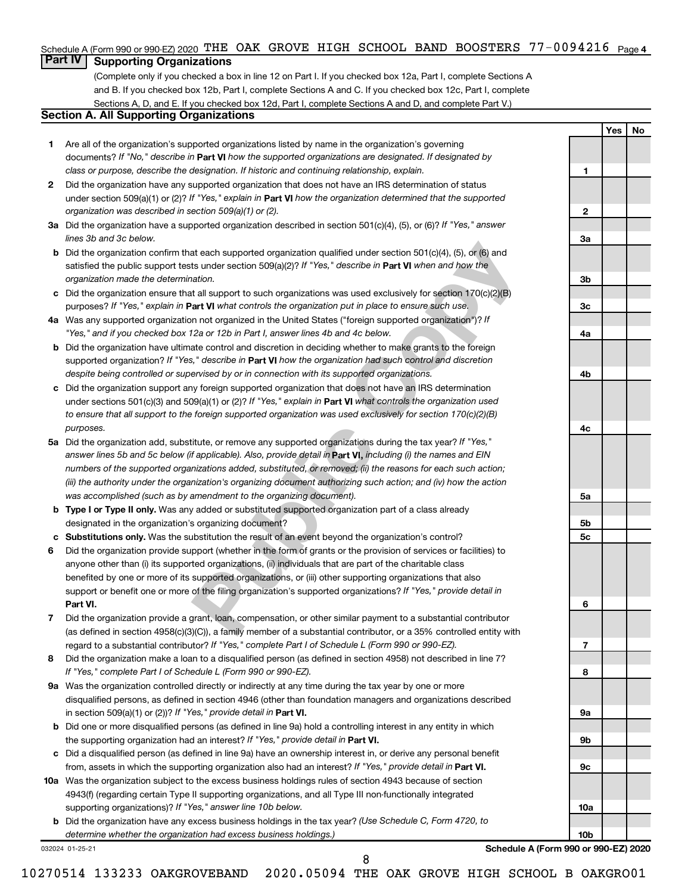Schedule A (Form 990 or 990-EZ) 2020 THE OAK GROVE HIGH SCHOOL BAND BOOSTERS 77-0094216 Page 4

## Part IV Supporting Organizations

(Complete only if you checked a box in line 12 on Part I. If you checked box 12a, Part I, complete Sections A and B. If you checked box 12b, Part I, complete Sections A and C. If you checked box 12c, Part I, complete Sections A, D, and E. If you checked box 12d, Part I, complete Sections A and D, and complete Part V.)

### Section A. All Supporting Organizations

| | | | Yes | No |
|---|---|---|---|---|
| **1** | Are all of the organization's supported organizations listed by name in the organization's governing documents? *If "No," describe in* **Part VI** *how the supported organizations are designated. If designated by class or purpose, describe the designation. If historic and continuing relationship, explain.* | 1 | | |
| **2** | Did the organization have any supported organization that does not have an IRS determination of status under section 509(a)(1) or (2)? *If "Yes," explain in* **Part VI** *how the organization determined that the supported organization was described in section 509(a)(1) or (2).* | 2 | | |
| **3a** | Did the organization have a supported organization described in section 501(c)(4), (5), or (6)? *If "Yes," answer lines 3b and 3c below.* | 3a | | |
| **b** | Did the organization confirm that each supported organization qualified under section 501(c)(4), (5), or (6) and satisfied the public support tests under section 509(a)(2)? *If "Yes," describe in* **Part VI** *when and how the organization made the determination.* | 3b | | |
| **c** | Did the organization ensure that all support to such organizations was used exclusively for section 170(c)(2)(B) purposes? *If "Yes," explain in* **Part VI** *what controls the organization put in place to ensure such use.* | 3c | | |
| **4a** | Was any supported organization not organized in the United States ("foreign supported organization")? *If "Yes," and if you checked box 12a or 12b in Part I, answer lines 4b and 4c below.* | 4a | | |
| **b** | Did the organization have ultimate control and discretion in deciding whether to make grants to the foreign supported organization? *If "Yes," describe in* **Part VI** *how the organization had such control and discretion despite being controlled or supervised by or in connection with its supported organizations.* | 4b | | |
| **c** | Did the organization support any foreign supported organization that does not have an IRS determination under sections 501(c)(3) and 509(a)(1) or (2)? *If "Yes," explain in* **Part VI** *what controls the organization used to ensure that all support to the foreign supported organization was used exclusively for section 170(c)(2)(B) purposes.* | 4c | | |
| **5a** | Did the organization add, substitute, or remove any supported organizations during the tax year? *If "Yes," answer lines 5b and 5c below (if applicable). Also, provide detail in* **Part VI,** *including (i) the names and EIN numbers of the supported organizations added, substituted, or removed; (ii) the reasons for each such action; (iii) the authority under the organization's organizing document authorizing such action; and (iv) how the action was accomplished (such as by amendment to the organizing document).* | 5a | | |
| **b** | **Type I or Type II only.** Was any added or substituted supported organization part of a class already designated in the organization's organizing document? | 5b | | |
| **c** | **Substitutions only.** Was the substitution the result of an event beyond the organization's control? | 5c | | |
| **6** | Did the organization provide support (whether in the form of grants or the provision of services or facilities) to anyone other than (i) its supported organizations, (ii) individuals that are part of the charitable class benefited by one or more of its supported organizations, or (iii) other supporting organizations that also support or benefit one or more of the filing organization's supported organizations? *If "Yes," provide detail in* **Part VI.** | 6 | | |
| **7** | Did the organization provide a grant, loan, compensation, or other similar payment to a substantial contributor (as defined in section 4958(c)(3)(C)), a family member of a substantial contributor, or a 35% controlled entity with regard to a substantial contributor? *If "Yes," complete Part I of Schedule L (Form 990 or 990-EZ).* | 7 | | |
| **8** | Did the organization make a loan to a disqualified person (as defined in section 4958) not described in line 7? *If "Yes," complete Part I of Schedule L (Form 990 or 990-EZ).* | 8 | | |
| **9a** | Was the organization controlled directly or indirectly at any time during the tax year by one or more disqualified persons, as defined in section 4946 (other than foundation managers and organizations described in section 509(a)(1) or (2))? *If "Yes," provide detail in* **Part VI.** | 9a | | |
| **b** | Did one or more disqualified persons (as defined in line 9a) hold a controlling interest in any entity in which the supporting organization had an interest? *If "Yes," provide detail in* **Part VI.** | 9b | | |
| **c** | Did a disqualified person (as defined in line 9a) have an ownership interest in, or derive any personal benefit from, assets in which the supporting organization also had an interest? *If "Yes," provide detail in* **Part VI.** | 9c | | |
| **10a** | Was the organization subject to the excess business holdings rules of section 4943 because of section 4943(f) (regarding certain Type II supporting organizations, and all Type III non-functionally integrated supporting organizations)? *If "Yes," answer line 10b below.* | 10a | | |
| **b** | Did the organization have any excess business holdings in the tax year? *(Use Schedule C, Form 4720, to determine whether the organization had excess business holdings.)* | 10b | | |

032024 01-25-21

**Schedule A (Form 990 or 990-EZ) 2020**

10270514 133233 OAKGROVEBAND 2020.05094 THE OAK GROVE HIGH SCHOOL B OAKGRO01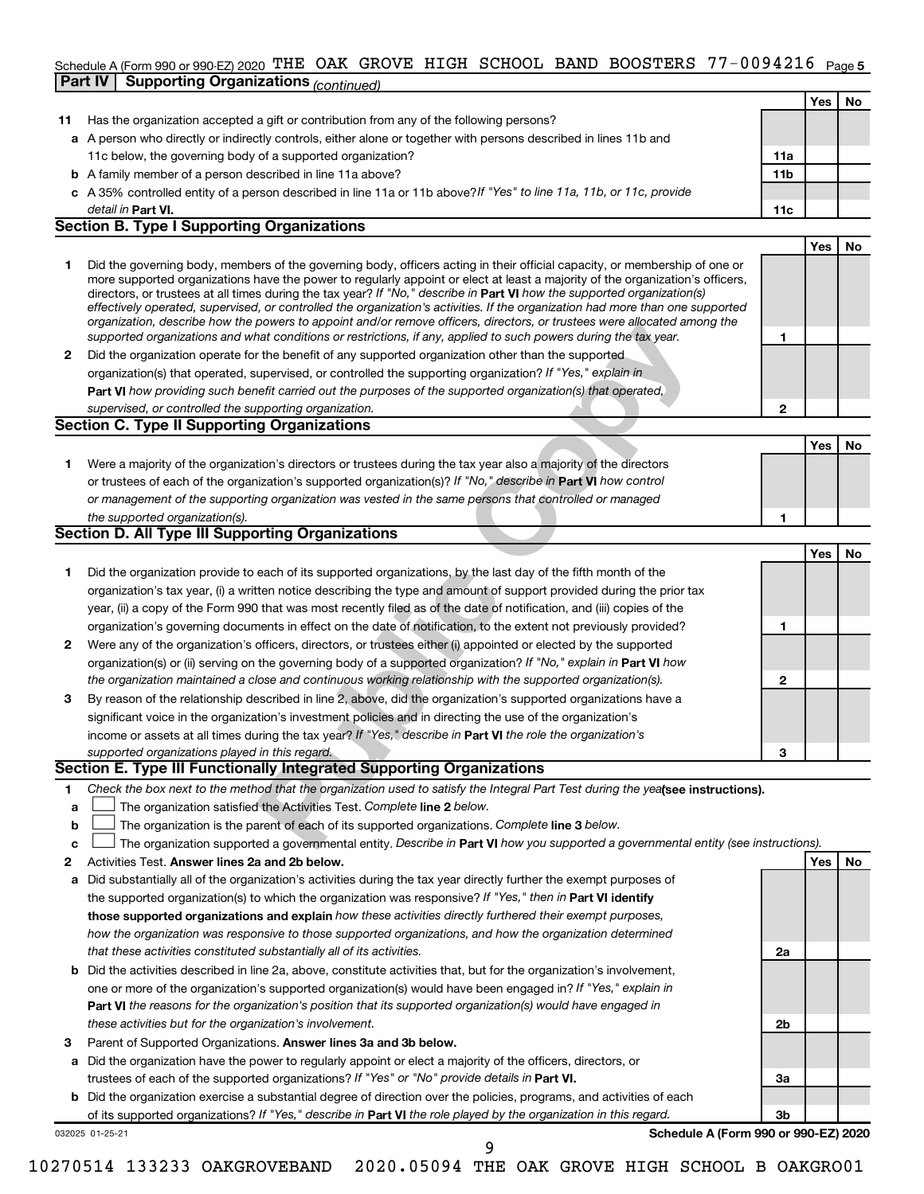Schedule A (Form 990 or 990-EZ) 2020 THE OAK GROVE HIGH SCHOOL BAND BOOSTERS 77-0094216 Page 5

**Part IV | Supporting Organizations** *(continued)*

| | | | Yes | No |
|---|---|---|---|---|
| **11** | Has the organization accepted a gift or contribution from any of the following persons? | | | |
| **a** | A person who directly or indirectly controls, either alone or together with persons described in lines 11b and 11c below, the governing body of a supported organization? | **11a** | | |
| **b** | A family member of a person described in line 11a above? | **11b** | | |
| **c** | A 35% controlled entity of a person described in line 11a or 11b above? *If "Yes" to line 11a, 11b, or 11c, provide detail in* **Part VI.** | **11c** | | |

## Section B. Type I Supporting Organizations

| | | | Yes | No |
|---|---|---|---|---|
| **1** | Did the governing body, members of the governing body, officers acting in their official capacity, or membership of one or more supported organizations have the power to regularly appoint or elect at least a majority of the organization's officers, directors, or trustees at all times during the tax year? *If "No," describe in* **Part VI** *how the supported organization(s) effectively operated, supervised, or controlled the organization's activities. If the organization had more than one supported organization, describe how the powers to appoint and/or remove officers, directors, or trustees were allocated among the supported organizations and what conditions or restrictions, if any, applied to such powers during the tax year.* | **1** | | |
| **2** | Did the organization operate for the benefit of any supported organization other than the supported organization(s) that operated, supervised, or controlled the supporting organization? *If "Yes," explain in* **Part VI** *how providing such benefit carried out the purposes of the supported organization(s) that operated, supervised, or controlled the supporting organization.* | **2** | | |

## Section C. Type II Supporting Organizations

| | | | Yes | No |
|---|---|---|---|---|
| **1** | Were a majority of the organization's directors or trustees during the tax year also a majority of the directors or trustees of each of the organization's supported organization(s)? *If "No," describe in* **Part VI** *how control or management of the supporting organization was vested in the same persons that controlled or managed the supported organization(s).* | **1** | | |

## Section D. All Type III Supporting Organizations

| | | | Yes | No |
|---|---|---|---|---|
| **1** | Did the organization provide to each of its supported organizations, by the last day of the fifth month of the organization's tax year, (i) a written notice describing the type and amount of support provided during the prior tax year, (ii) a copy of the Form 990 that was most recently filed as of the date of notification, and (iii) copies of the organization's governing documents in effect on the date of notification, to the extent not previously provided? | **1** | | |
| **2** | Were any of the organization's officers, directors, or trustees either (i) appointed or elected by the supported organization(s) or (ii) serving on the governing body of a supported organization? *If "No," explain in* **Part VI** *how the organization maintained a close and continuous working relationship with the supported organization(s).* | **2** | | |
| **3** | By reason of the relationship described in line 2, above, did the organization's supported organizations have a significant voice in the organization's investment policies and in directing the use of the organization's income or assets at all times during the tax year? *If "Yes," describe in* **Part VI** *the role the organization's supported organizations played in this regard.* | **3** | | |

## Section E. Type III Functionally Integrated Supporting Organizations

**1** *Check the box next to the method that the organization used to satisfy the Integral Part Test during the year* **(see instructions).**

- **a** ☐ The organization satisfied the Activities Test. *Complete* **line 2** *below.*
- **b** ☐ The organization is the parent of each of its supported organizations. *Complete* **line 3** *below.*
- **c** ☐ The organization supported a governmental entity. *Describe in* **Part VI** *how you supported a governmental entity (see instructions).*

| | | | Yes | No |
|---|---|---|---|---|
| **2** | Activities Test. **Answer lines 2a and 2b below.** | | | |
| **a** | Did substantially all of the organization's activities during the tax year directly further the exempt purposes of the supported organization(s) to which the organization was responsive? *If "Yes," then in* **Part VI identify those supported organizations and explain** *how these activities directly furthered their exempt purposes, how the organization was responsive to those supported organizations, and how the organization determined that these activities constituted substantially all of its activities.* | **2a** | | |
| **b** | Did the activities described in line 2a, above, constitute activities that, but for the organization's involvement, one or more of the organization's supported organization(s) would have been engaged in? *If "Yes," explain in* **Part VI** *the reasons for the organization's position that its supported organization(s) would have engaged in these activities but for the organization's involvement.* | **2b** | | |
| **3** | Parent of Supported Organizations. **Answer lines 3a and 3b below.** | | | |
| **a** | Did the organization have the power to regularly appoint or elect a majority of the officers, directors, or trustees of each of the supported organizations? *If "Yes" or "No" provide details in* **Part VI.** | **3a** | | |
| **b** | Did the organization exercise a substantial degree of direction over the policies, programs, and activities of each of its supported organizations? *If "Yes," describe in* **Part VI** *the role played by the organization in this regard.* | **3b** | | |

032025 01-25-21 **Schedule A (Form 990 or 990-EZ) 2020**

10270514 133233 OAKGROVEBAND 2020.05094 THE OAK GROVE HIGH SCHOOL B OAKGRO01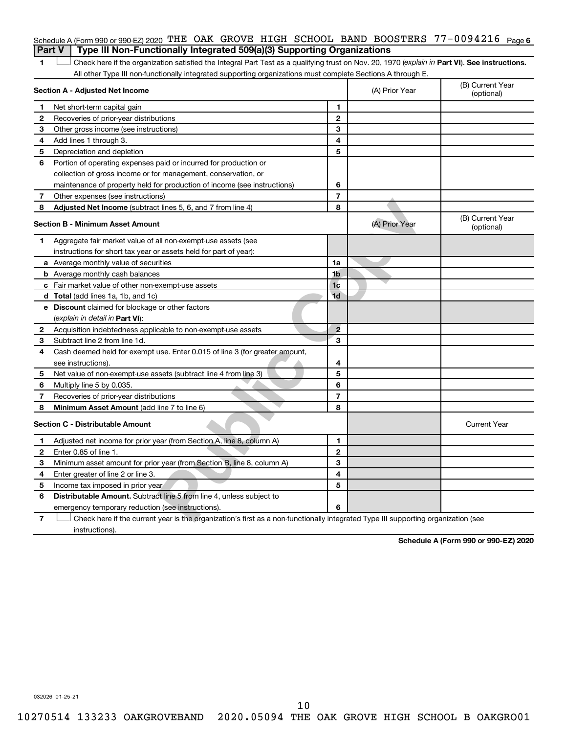Schedule A (Form 990 or 990-EZ) 2020 THE OAK GROVE HIGH SCHOOL BAND BOOSTERS 77-0094216 Page 6

## Part V | Type III Non-Functionally Integrated 509(a)(3) Supporting Organizations

1 ☐ Check here if the organization satisfied the Integral Part Test as a qualifying trust on Nov. 20, 1970 (*explain in* **Part VI**). **See instructions.** All other Type III non-functionally integrated supporting organizations must complete Sections A through E.

| **Section A - Adjusted Net Income** | | | (A) Prior Year | (B) Current Year (optional) |
|---|---|---|---|---|
| 1 | Net short-term capital gain | 1 | | |
| 2 | Recoveries of prior-year distributions | 2 | | |
| 3 | Other gross income (see instructions) | 3 | | |
| 4 | Add lines 1 through 3. | 4 | | |
| 5 | Depreciation and depletion | 5 | | |
| 6 | Portion of operating expenses paid or incurred for production or collection of gross income or for management, conservation, or maintenance of property held for production of income (see instructions) | 6 | | |
| 7 | Other expenses (see instructions) | 7 | | |
| 8 | **Adjusted Net Income** (subtract lines 5, 6, and 7 from line 4) | 8 | | |

| **Section B - Minimum Asset Amount** | | | (A) Prior Year | (B) Current Year (optional) |
|---|---|---|---|---|
| 1 | Aggregate fair market value of all non-exempt-use assets (see instructions for short tax year or assets held for part of year): | | | |
| a | Average monthly value of securities | 1a | | |
| b | Average monthly cash balances | 1b | | |
| c | Fair market value of other non-exempt-use assets | 1c | | |
| d | **Total** (add lines 1a, 1b, and 1c) | 1d | | |
| e | **Discount** claimed for blockage or other factors (*explain in detail in* **Part VI**): | | | |
| 2 | Acquisition indebtedness applicable to non-exempt-use assets | 2 | | |
| 3 | Subtract line 2 from line 1d. | 3 | | |
| 4 | Cash deemed held for exempt use. Enter 0.015 of line 3 (for greater amount, see instructions). | 4 | | |
| 5 | Net value of non-exempt-use assets (subtract line 4 from line 3) | 5 | | |
| 6 | Multiply line 5 by 0.035. | 6 | | |
| 7 | Recoveries of prior-year distributions | 7 | | |
| 8 | **Minimum Asset Amount** (add line 7 to line 6) | 8 | | |

| **Section C - Distributable Amount** | | | | Current Year |
|---|---|---|---|---|
| 1 | Adjusted net income for prior year (from Section A, line 8, column A) | 1 | | |
| 2 | Enter 0.85 of line 1. | 2 | | |
| 3 | Minimum asset amount for prior year (from Section B, line 8, column A) | 3 | | |
| 4 | Enter greater of line 2 or line 3. | 4 | | |
| 5 | Income tax imposed in prior year | 5 | | |
| 6 | **Distributable Amount.** Subtract line 5 from line 4, unless subject to emergency temporary reduction (see instructions). | 6 | | |

7 ☐ Check here if the current year is the organization's first as a non-functionally integrated Type III supporting organization (see instructions).

**Schedule A (Form 990 or 990-EZ) 2020**

032026 01-25-21

10270514 133233 OAKGROVEBAND 2020.05094 THE OAK GROVE HIGH SCHOOL B OAKGRO01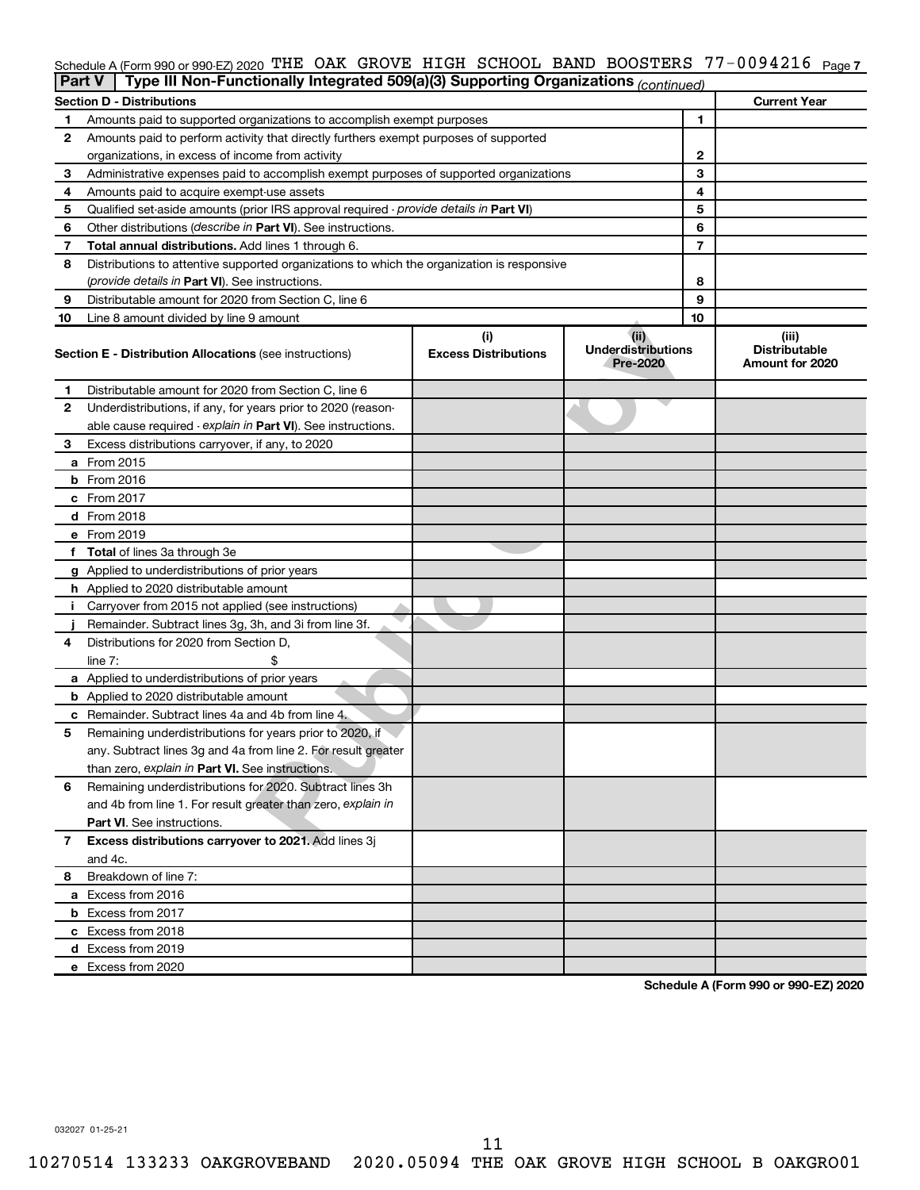Schedule A (Form 990 or 990-EZ) 2020 THE OAK GROVE HIGH SCHOOL BAND BOOSTERS 77-0094216 Page 7

**Part V | Type III Non-Functionally Integrated 509(a)(3) Supporting Organizations** *(continued)*

| Section D - Distributions | | | Current Year |
|---|---|---|---|
| 1 | Amounts paid to supported organizations to accomplish exempt purposes | 1 | |
| 2 | Amounts paid to perform activity that directly furthers exempt purposes of supported organizations, in excess of income from activity | 2 | |
| 3 | Administrative expenses paid to accomplish exempt purposes of supported organizations | 3 | |
| 4 | Amounts paid to acquire exempt-use assets | 4 | |
| 5 | Qualified set-aside amounts (prior IRS approval required - *provide details in* **Part VI**) | 5 | |
| 6 | Other distributions (*describe in* **Part VI**). See instructions. | 6 | |
| 7 | **Total annual distributions.** Add lines 1 through 6. | 7 | |
| 8 | Distributions to attentive supported organizations to which the organization is responsive (*provide details in* **Part VI**). See instructions. | 8 | |
| 9 | Distributable amount for 2020 from Section C, line 6 | 9 | |
| 10 | Line 8 amount divided by line 9 amount | 10 | |

| | **Section E - Distribution Allocations** (see instructions) | (i) Excess Distributions | (ii) Underdistributions Pre-2020 | (iii) Distributable Amount for 2020 |
|---|---|---|---|---|
| 1 | Distributable amount for 2020 from Section C, line 6 | | | |
| 2 | Underdistributions, if any, for years prior to 2020 (reasonable cause required - *explain in* **Part VI**). See instructions. | | | |
| 3 | Excess distributions carryover, if any, to 2020 | | | |
| a | From 2015 | | | |
| b | From 2016 | | | |
| c | From 2017 | | | |
| d | From 2018 | | | |
| e | From 2019 | | | |
| f | **Total** of lines 3a through 3e | | | |
| g | Applied to underdistributions of prior years | | | |
| h | Applied to 2020 distributable amount | | | |
| i | Carryover from 2015 not applied (see instructions) | | | |
| j | Remainder. Subtract lines 3g, 3h, and 3i from line 3f. | | | |
| 4 | Distributions for 2020 from Section D, line 7: $ | | | |
| a | Applied to underdistributions of prior years | | | |
| b | Applied to 2020 distributable amount | | | |
| c | Remainder. Subtract lines 4a and 4b from line 4. | | | |
| 5 | Remaining underdistributions for years prior to 2020, if any. Subtract lines 3g and 4a from line 2. For result greater than zero, *explain in* **Part VI**. See instructions. | | | |
| 6 | Remaining underdistributions for 2020. Subtract lines 3h and 4b from line 1. For result greater than zero, *explain in* **Part VI**. See instructions. | | | |
| 7 | **Excess distributions carryover to 2021.** Add lines 3j and 4c. | | | |
| 8 | Breakdown of line 7: | | | |
| a | Excess from 2016 | | | |
| b | Excess from 2017 | | | |
| c | Excess from 2018 | | | |
| d | Excess from 2019 | | | |
| e | Excess from 2020 | | | |

**Schedule A (Form 990 or 990-EZ) 2020**

032027 01-25-21

10270514 133233 OAKGROVEBAND 2020.05094 THE OAK GROVE HIGH SCHOOL B OAKGRO01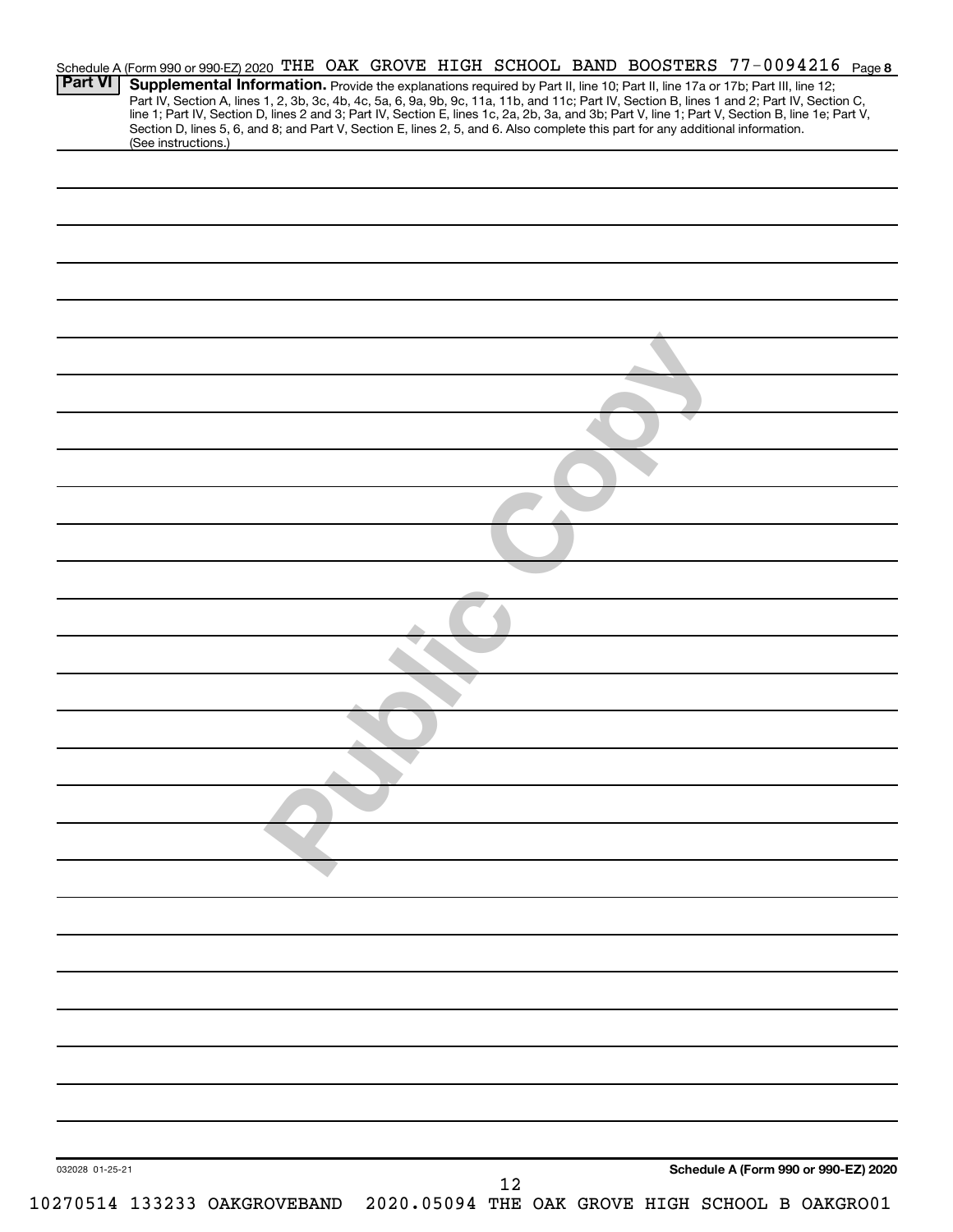Schedule A (Form 990 or 990-EZ) 2020 THE OAK GROVE HIGH SCHOOL BAND BOOSTERS 77-0094216 Page 8

**Part VI** **Supplemental Information.** Provide the explanations required by Part II, line 10; Part II, line 17a or 17b; Part III, line 12; Part IV, Section A, lines 1, 2, 3b, 3c, 4b, 4c, 5a, 6, 9a, 9b, 9c, 11a, 11b, and 11c; Part IV, Section B, lines 1 and 2; Part IV, Section C, line 1; Part IV, Section D, lines 2 and 3; Part IV, Section E, lines 1c, 2a, 2b, 3a, and 3b; Part V, line 1; Part V, Section B, line 1e; Part V, Section D, lines 5, 6, and 8; and Part V, Section E, lines 2, 5, and 6. Also complete this part for any additional information. (See instructions.)

Public Copy

032028 01-25-21

**Schedule A (Form 990 or 990-EZ) 2020**

10270514 133233 OAKGROVEBAND 2020.05094 THE OAK GROVE HIGH SCHOOL B OAKGRO01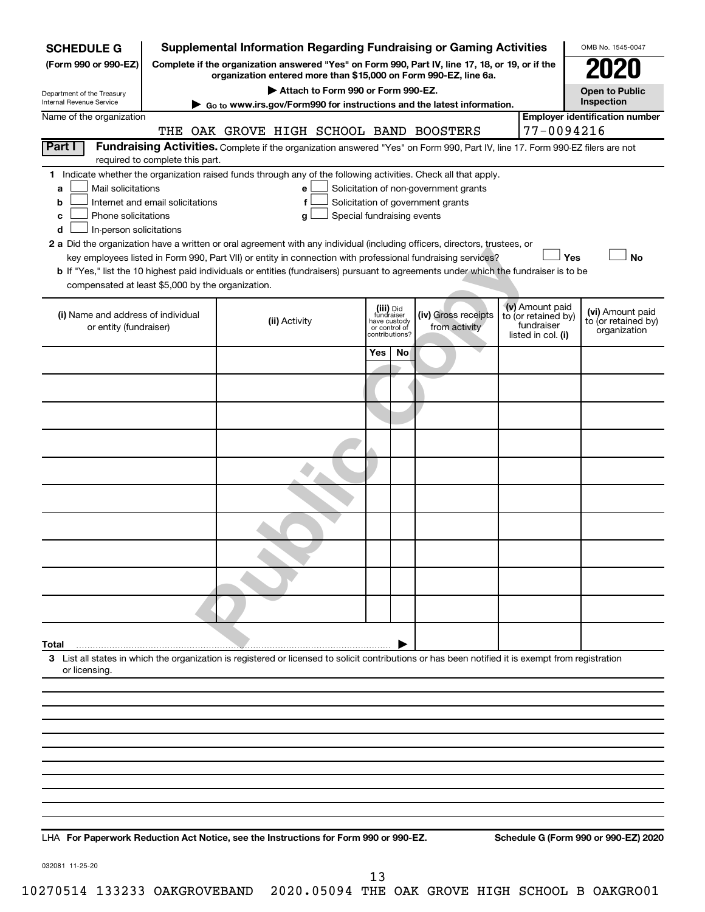**SCHEDULE G (Form 990 or 990-EZ)**

Department of the Treasury
Internal Revenue Service

# Supplemental Information Regarding Fundraising or Gaming Activities

**Complete if the organization answered "Yes" on Form 990, Part IV, line 17, 18, or 19, or if the organization entered more than $15,000 on Form 990-EZ, line 6a.**

▶ Attach to Form 990 or Form 990-EZ.

▶ Go to www.irs.gov/Form990 for instructions and the latest information.

OMB No. 1545-0047

**2020**

**Open to Public Inspection**

Name of the organization: THE OAK GROVE HIGH SCHOOL BAND BOOSTERS

**Employer identification number**: 77-0094216

**Part I** **Fundraising Activities.** Complete if the organization answered "Yes" on Form 990, Part IV, line 17. Form 990-EZ filers are not required to complete this part.

**1** Indicate whether the organization raised funds through any of the following activities. Check all that apply.

- **a** ☐ Mail solicitations
- **b** ☐ Internet and email solicitations
- **c** ☐ Phone solicitations
- **d** ☐ In-person solicitations
- **e** ☐ Solicitation of non-government grants
- **f** ☐ Solicitation of government grants
- **g** ☐ Special fundraising events

**2 a** Did the organization have a written or oral agreement with any individual (including officers, directors, trustees, or key employees listed in Form 990, Part VII) or entity in connection with professional fundraising services? ☐ **Yes** ☐ **No**

**b** If "Yes," list the 10 highest paid individuals or entities (fundraisers) pursuant to agreements under which the fundraiser is to be compensated at least $5,000 by the organization.

| (i) Name and address of individual or entity (fundraiser) | (ii) Activity | (iii) Did fundraiser have custody or control of contributions? | | (iv) Gross receipts from activity | (v) Amount paid to (or retained by) fundraiser listed in col. (i) | (vi) Amount paid to (or retained by) organization |
|---|---|---|---|---|---|---|
| | | Yes | No | | | |
| | | | | | | |
| | | | | | | |
| | | | | | | |
| | | | | | | |
| | | | | | | |
| | | | | | | |
| | | | | | | |
| | | | | | | |
| | | | | | | |
| | | | | | | |
| **Total** ▶ | | | | | | |

**3** List all states in which the organization is registered or licensed to solicit contributions or has been notified it is exempt from registration or licensing.

LHA **For Paperwork Reduction Act Notice, see the Instructions for Form 990 or 990-EZ.** **Schedule G (Form 990 or 990-EZ) 2020**

032081 11-25-20

10270514 133233 OAKGROVEBAND 2020.05094 THE OAK GROVE HIGH SCHOOL B OAKGRO01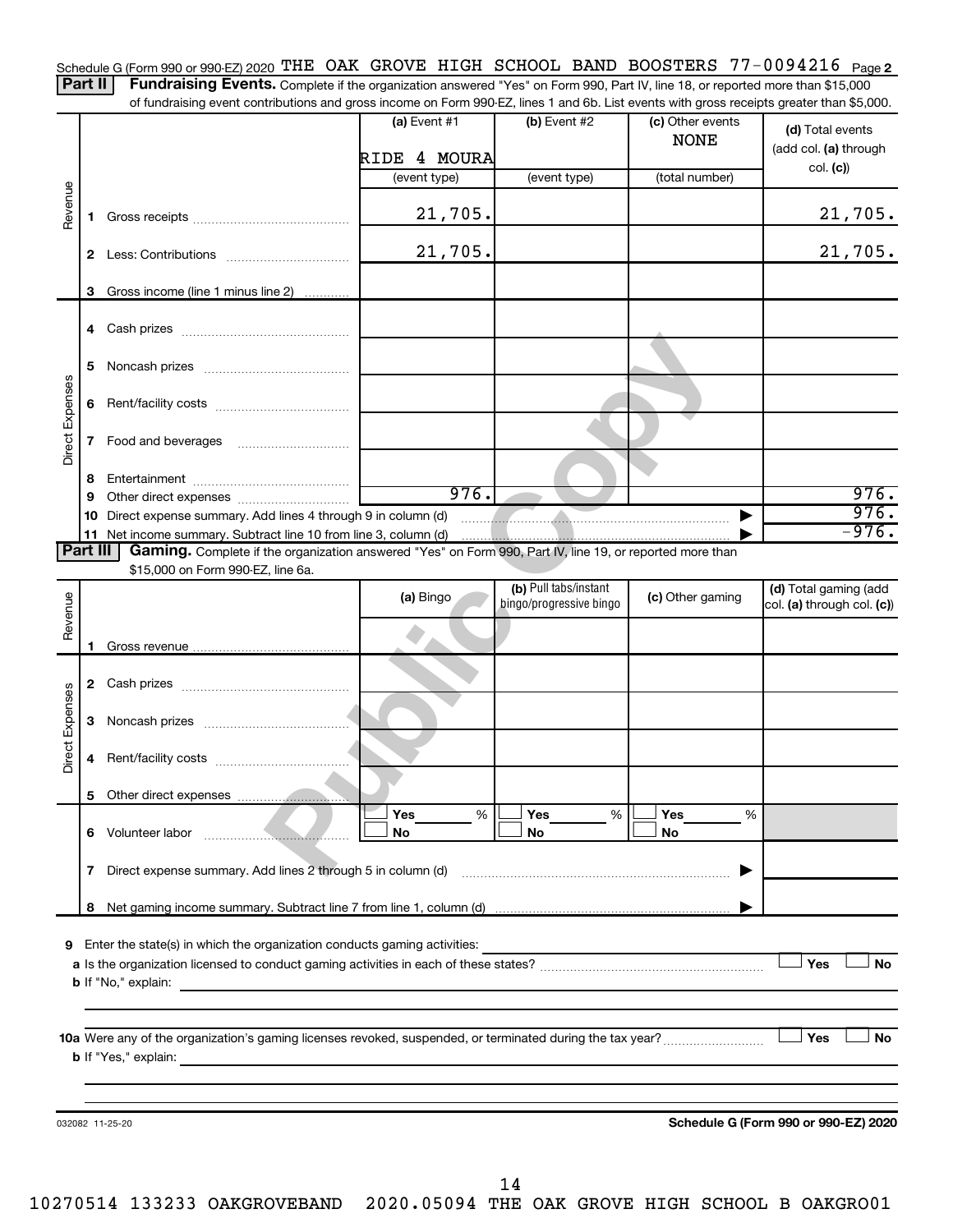Schedule G (Form 990 or 990-EZ) 2020 THE OAK GROVE HIGH SCHOOL BAND BOOSTERS 77-0094216 Page **2**

**Part II** **Fundraising Events.** Complete if the organization answered "Yes" on Form 990, Part IV, line 18, or reported more than $15,000 of fundraising event contributions and gross income on Form 990-EZ, lines 1 and 6b. List events with gross receipts greater than $5,000.

| | | (a) Event #1 | (b) Event #2 | (c) Other events | (d) Total events (add col. (a) through col. (c)) |
|---|---|---|---|---|---|
| | | RIDE 4 MOURA | | NONE | |
| | | (event type) | (event type) | (total number) | |
| Revenue | 1 Gross receipts | 21,705. | | | 21,705. |
| | 2 Less: Contributions | 21,705. | | | 21,705. |
| | 3 Gross income (line 1 minus line 2) | | | | |
| Direct Expenses | 4 Cash prizes | | | | |
| | 5 Noncash prizes | | | | |
| | 6 Rent/facility costs | | | | |
| | 7 Food and beverages | | | | |
| | 8 Entertainment | | | | |
| | 9 Other direct expenses | 976. | | | 976. |
| | 10 Direct expense summary. Add lines 4 through 9 in column (d) | | | ▶ | 976. |
| | 11 Net income summary. Subtract line 10 from line 3, column (d) | | | ▶ | -976. |

**Part III** **Gaming.** Complete if the organization answered "Yes" on Form 990, Part IV, line 19, or reported more than $15,000 on Form 990-EZ, line 6a.

| | | (a) Bingo | (b) Pull tabs/instant bingo/progressive bingo | (c) Other gaming | (d) Total gaming (add col. (a) through col. (c)) |
|---|---|---|---|---|---|
| Revenue | 1 Gross revenue | | | | |
| Direct Expenses | 2 Cash prizes | | | | |
| | 3 Noncash prizes | | | | |
| | 4 Rent/facility costs | | | | |
| | 5 Other direct expenses | | | | |
| | 6 Volunteer labor | ☐ Yes ___ % ☐ No | ☐ Yes ___ % ☐ No | ☐ Yes ___ % ☐ No | |
| | 7 Direct expense summary. Add lines 2 through 5 in column (d) | | | ▶ | |
| | 8 Net gaming income summary. Subtract line 7 from line 1, column (d) | | | ▶ | |

**9** Enter the state(s) in which the organization conducts gaming activities: ______

**a** Is the organization licensed to conduct gaming activities in each of these states? ☐ Yes ☐ No

**b** If "No," explain: ______

**10a** Were any of the organization's gaming licenses revoked, suspended, or terminated during the tax year? ☐ Yes ☐ No

**b** If "Yes," explain: ______

032082 11-25-20 **Schedule G (Form 990 or 990-EZ) 2020**

10270514 133233 OAKGROVEBAND 2020.05094 THE OAK GROVE HIGH SCHOOL B OAKGRO01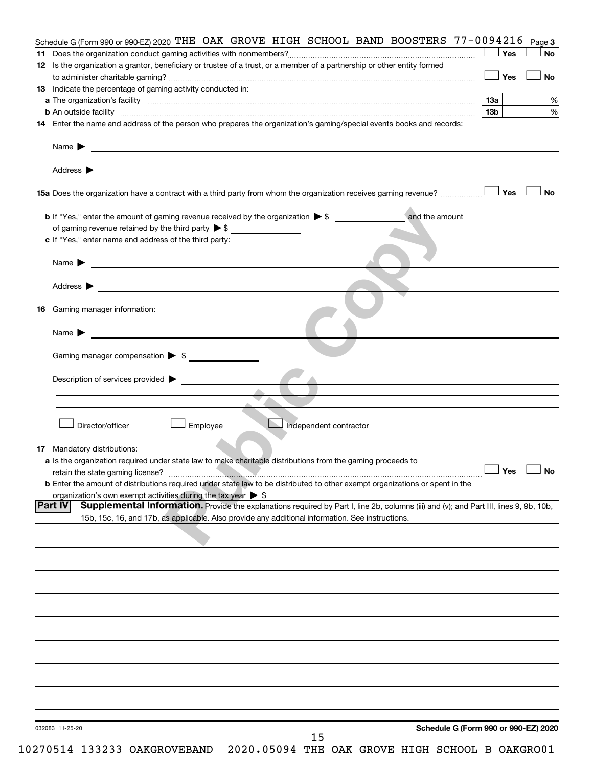Schedule G (Form 990 or 990-EZ) 2020 THE OAK GROVE HIGH SCHOOL BAND BOOSTERS 77-0094216 Page 3

**11** Does the organization conduct gaming activities with nonmembers? ☐ Yes ☐ No

**12** Is the organization a grantor, beneficiary or trustee of a trust, or a member of a partnership or other entity formed to administer charitable gaming? ☐ Yes ☐ No

**13** Indicate the percentage of gaming activity conducted in:

**a** The organization's facility **13a** %

**b** An outside facility **13b** %

**14** Enter the name and address of the person who prepares the organization's gaming/special events books and records:

Name ▶

Address ▶

**15a** Does the organization have a contract with a third party from whom the organization receives gaming revenue? ☐ Yes ☐ No

**b** If "Yes," enter the amount of gaming revenue received by the organization ▶ $ __________ and the amount of gaming revenue retained by the third party ▶ $ __________

**c** If "Yes," enter name and address of the third party:

Name ▶

Address ▶

**16** Gaming manager information:

Name ▶

Gaming manager compensation ▶ $

Description of services provided ▶

☐ Director/officer ☐ Employee ☐ Independent contractor

**17** Mandatory distributions:

**a** Is the organization required under state law to make charitable distributions from the gaming proceeds to retain the state gaming license? ☐ Yes ☐ No

**b** Enter the amount of distributions required under state law to be distributed to other exempt organizations or spent in the organization's own exempt activities during the tax year ▶ $

**Part IV** **Supplemental Information.** Provide the explanations required by Part I, line 2b, columns (iii) and (v); and Part III, lines 9, 9b, 10b, 15b, 15c, 16, and 17b, as applicable. Also provide any additional information. See instructions.

032083 11-25-20

**Schedule G (Form 990 or 990-EZ) 2020**

10270514 133233 OAKGROVEBAND 2020.05094 THE OAK GROVE HIGH SCHOOL B OAKGRO01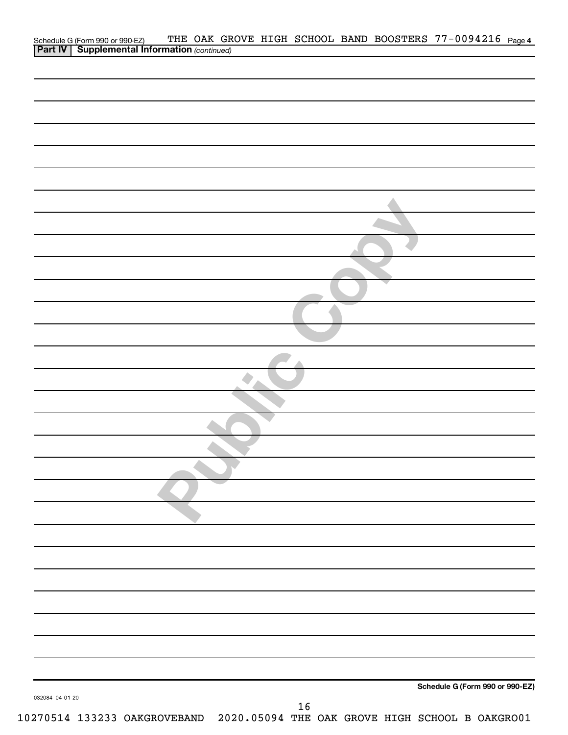Schedule G (Form 990 or 990-EZ) THE OAK GROVE HIGH SCHOOL BAND BOOSTERS 77-0094216 Page 4

**Part IV | Supplemental Information** *(continued)*

**Schedule G (Form 990 or 990-EZ)**

032084 04-01-20

10270514 133233 OAKGROVEBAND 2020.05094 THE OAK GROVE HIGH SCHOOL B OAKGRO01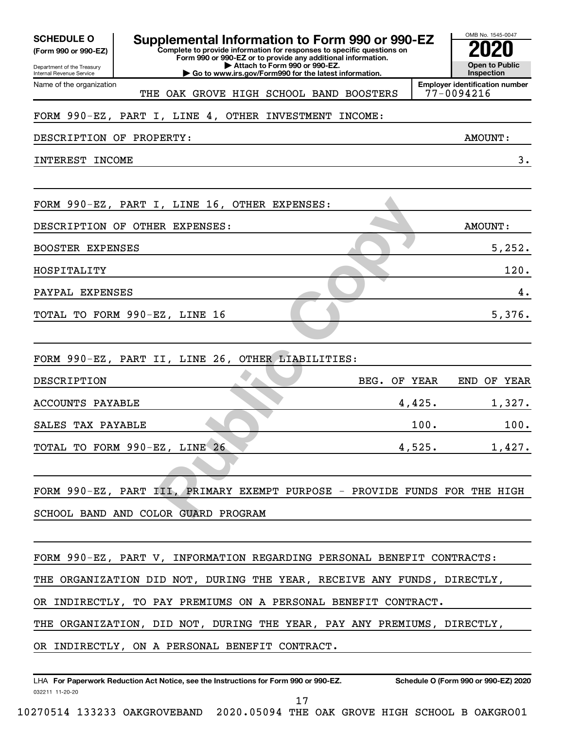**SCHEDULE O (Form 990 or 990-EZ)**

Department of the Treasury
Internal Revenue Service

# Supplemental Information to Form 990 or 990-EZ

**Complete to provide information for responses to specific questions on Form 990 or 990-EZ or to provide any additional information.**
**▶ Attach to Form 990 or 990-EZ.**
**▶ Go to www.irs.gov/Form990 for the latest information.**

OMB No. 1545-0047

**2020**

**Open to Public Inspection**

Name of the organization: THE OAK GROVE HIGH SCHOOL BAND BOOSTERS

**Employer identification number**: 77-0094216

FORM 990-EZ, PART I, LINE 4, OTHER INVESTMENT INCOME:

| DESCRIPTION OF PROPERTY: | AMOUNT: |
|---|---|
| INTEREST INCOME | 3. |

FORM 990-EZ, PART I, LINE 16, OTHER EXPENSES:

| DESCRIPTION OF OTHER EXPENSES: | AMOUNT: |
|---|---|
| BOOSTER EXPENSES | 5,252. |
| HOSPITALITY | 120. |
| PAYPAL EXPENSES | 4. |
| TOTAL TO FORM 990-EZ, LINE 16 | 5,376. |

FORM 990-EZ, PART II, LINE 26, OTHER LIABILITIES:

| DESCRIPTION | BEG. OF YEAR | END OF YEAR |
|---|---|---|
| ACCOUNTS PAYABLE | 4,425. | 1,327. |
| SALES TAX PAYABLE | 100. | 100. |
| TOTAL TO FORM 990-EZ, LINE 26 | 4,525. | 1,427. |

FORM 990-EZ, PART III, PRIMARY EXEMPT PURPOSE - PROVIDE FUNDS FOR THE HIGH SCHOOL BAND AND COLOR GUARD PROGRAM

FORM 990-EZ, PART V, INFORMATION REGARDING PERSONAL BENEFIT CONTRACTS:
THE ORGANIZATION DID NOT, DURING THE YEAR, RECEIVE ANY FUNDS, DIRECTLY, OR INDIRECTLY, TO PAY PREMIUMS ON A PERSONAL BENEFIT CONTRACT.
THE ORGANIZATION, DID NOT, DURING THE YEAR, PAY ANY PREMIUMS, DIRECTLY, OR INDIRECTLY, ON A PERSONAL BENEFIT CONTRACT.

LHA **For Paperwork Reduction Act Notice, see the Instructions for Form 990 or 990-EZ.** **Schedule O (Form 990 or 990-EZ) 2020**

032211 11-20-20

10270514 133233 OAKGROVEBAND 2020.05094 THE OAK GROVE HIGH SCHOOL B OAKGRO01